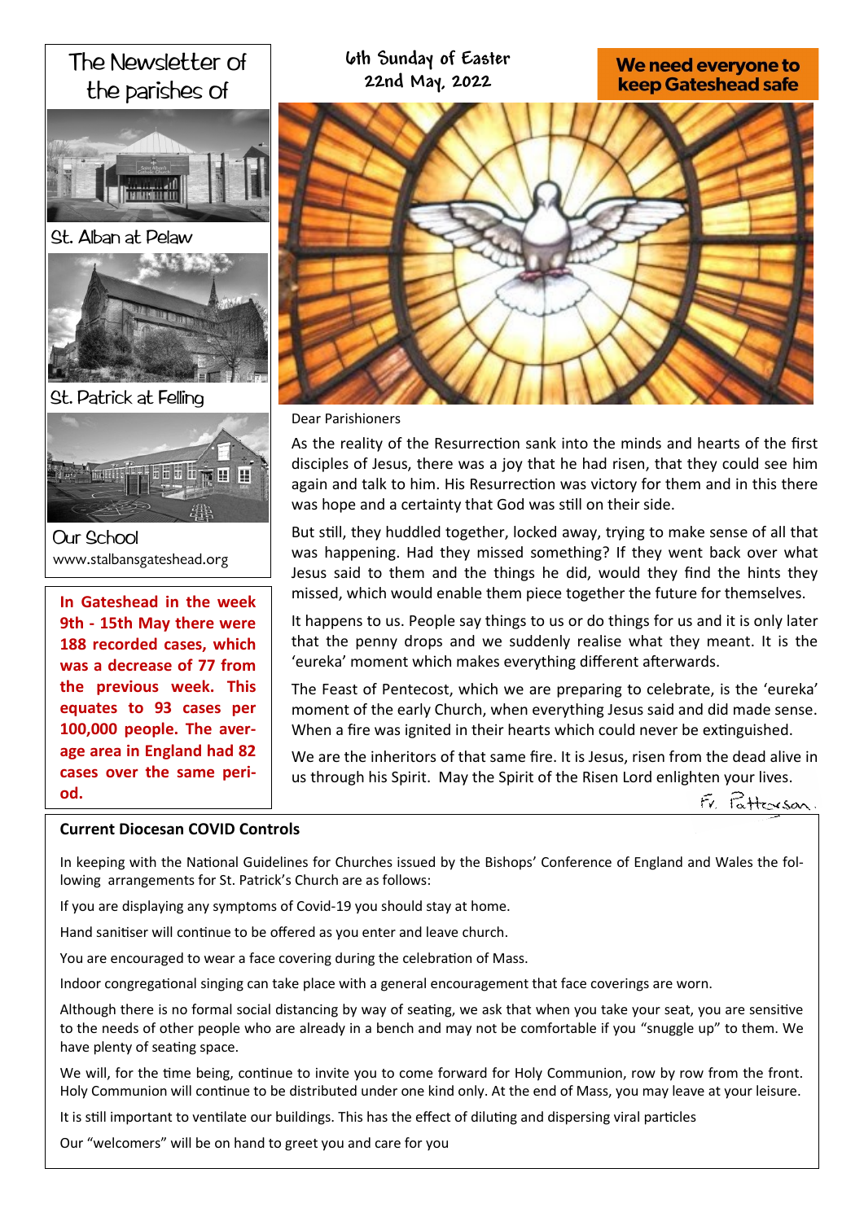# The Newsletter of the parishes of

St. Alban at Pelaw

St. Patrick at Felling

Our School

www.stalbansgateshead.org

**In Gateshead in the week 9th - 15th May there were 188 recorded cases, which was a decrease of 77 from the previous week. This equates to 93 cases per 100,000 people. The average area in England had 82 cases over the same period.**

6th Sunday of Easter
22nd May, 2022

**We need everyone to keep Gateshead safe**

Dear Parishioners

As the reality of the Resurrection sank into the minds and hearts of the first disciples of Jesus, there was a joy that he had risen, that they could see him again and talk to him. His Resurrection was victory for them and in this there was hope and a certainty that God was still on their side.

But still, they huddled together, locked away, trying to make sense of all that was happening. Had they missed something? If they went back over what Jesus said to them and the things he did, would they find the hints they missed, which would enable them piece together the future for themselves.

It happens to us. People say things to us or do things for us and it is only later that the penny drops and we suddenly realise what they meant. It is the 'eureka' moment which makes everything different afterwards.

The Feast of Pentecost, which we are preparing to celebrate, is the 'eureka' moment of the early Church, when everything Jesus said and did made sense. When a fire was ignited in their hearts which could never be extinguished.

We are the inheritors of that same fire. It is Jesus, risen from the dead alive in us through his Spirit. May the Spirit of the Risen Lord enlighten your lives.

Fr. Patterson.

## Current Diocesan COVID Controls

In keeping with the National Guidelines for Churches issued by the Bishops' Conference of England and Wales the following arrangements for St. Patrick's Church are as follows:

If you are displaying any symptoms of Covid-19 you should stay at home.

Hand sanitiser will continue to be offered as you enter and leave church.

You are encouraged to wear a face covering during the celebration of Mass.

Indoor congregational singing can take place with a general encouragement that face coverings are worn.

Although there is no formal social distancing by way of seating, we ask that when you take your seat, you are sensitive to the needs of other people who are already in a bench and may not be comfortable if you "snuggle up" to them. We have plenty of seating space.

We will, for the time being, continue to invite you to come forward for Holy Communion, row by row from the front. Holy Communion will continue to be distributed under one kind only. At the end of Mass, you may leave at your leisure.

It is still important to ventilate our buildings. This has the effect of diluting and dispersing viral particles

Our "welcomers" will be on hand to greet you and care for you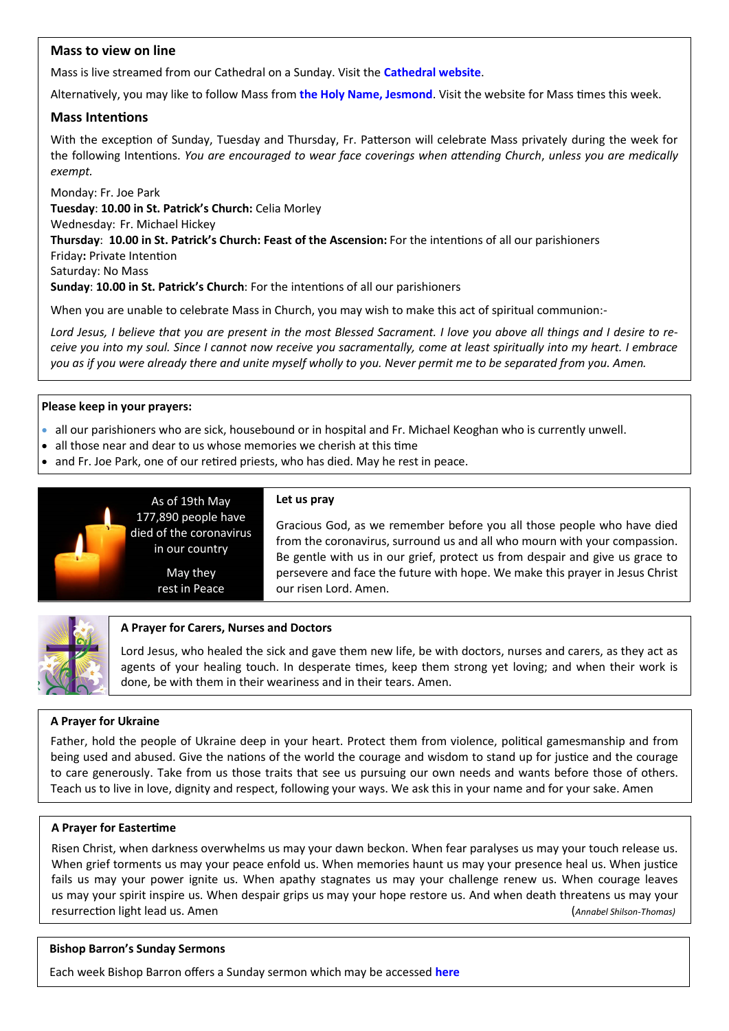## Mass to view on line

Mass is live streamed from our Cathedral on a Sunday. Visit the **Cathedral website**.

Alternatively, you may like to follow Mass from **the Holy Name, Jesmond**. Visit the website for Mass times this week.

## Mass Intentions

With the exception of Sunday, Tuesday and Thursday, Fr. Patterson will celebrate Mass privately during the week for the following Intentions. *You are encouraged to wear face coverings when attending Church, unless you are medically exempt.*

Monday: Fr. Joe Park
**Tuesday**: **10.00 in St. Patrick's Church:** Celia Morley
Wednesday: Fr. Michael Hickey
**Thursday**: **10.00 in St. Patrick's Church: Feast of the Ascension:** For the intentions of all our parishioners
Friday**:** Private Intention
Saturday: No Mass
**Sunday**: **10.00 in St. Patrick's Church**: For the intentions of all our parishioners

When you are unable to celebrate Mass in Church, you may wish to make this act of spiritual communion:-

*Lord Jesus, I believe that you are present in the most Blessed Sacrament. I love you above all things and I desire to receive you into my soul. Since I cannot now receive you sacramentally, come at least spiritually into my heart. I embrace you as if you were already there and unite myself wholly to you. Never permit me to be separated from you. Amen.*

**Please keep in your prayers:**

- all our parishioners who are sick, housebound or in hospital and Fr. Michael Keoghan who is currently unwell.
- all those near and dear to us whose memories we cherish at this time
- and Fr. Joe Park, one of our retired priests, who has died. May he rest in peace.

As of 19th May 177,890 people have died of the coronavirus in our country

May they rest in Peace

**Let us pray**

Gracious God, as we remember before you all those people who have died from the coronavirus, surround us and all who mourn with your compassion. Be gentle with us in our grief, protect us from despair and give us grace to persevere and face the future with hope. We make this prayer in Jesus Christ our risen Lord. Amen.

**A Prayer for Carers, Nurses and Doctors**

Lord Jesus, who healed the sick and gave them new life, be with doctors, nurses and carers, as they act as agents of your healing touch. In desperate times, keep them strong yet loving; and when their work is done, be with them in their weariness and in their tears. Amen.

**A Prayer for Ukraine**

Father, hold the people of Ukraine deep in your heart. Protect them from violence, political gamesmanship and from being used and abused. Give the nations of the world the courage and wisdom to stand up for justice and the courage to care generously. Take from us those traits that see us pursuing our own needs and wants before those of others. Teach us to live in love, dignity and respect, following your ways. We ask this in your name and for your sake. Amen

**A Prayer for Eastertime**

Risen Christ, when darkness overwhelms us may your dawn beckon. When fear paralyses us may your touch release us. When grief torments us may your peace enfold us. When memories haunt us may your presence heal us. When justice fails us may your power ignite us. When apathy stagnates us may your challenge renew us. When courage leaves us may your spirit inspire us. When despair grips us may your hope restore us. And when death threatens us may your resurrection light lead us. Amen (*Annabel Shilson-Thomas)*

**Bishop Barron's Sunday Sermons**

Each week Bishop Barron offers a Sunday sermon which may be accessed **here**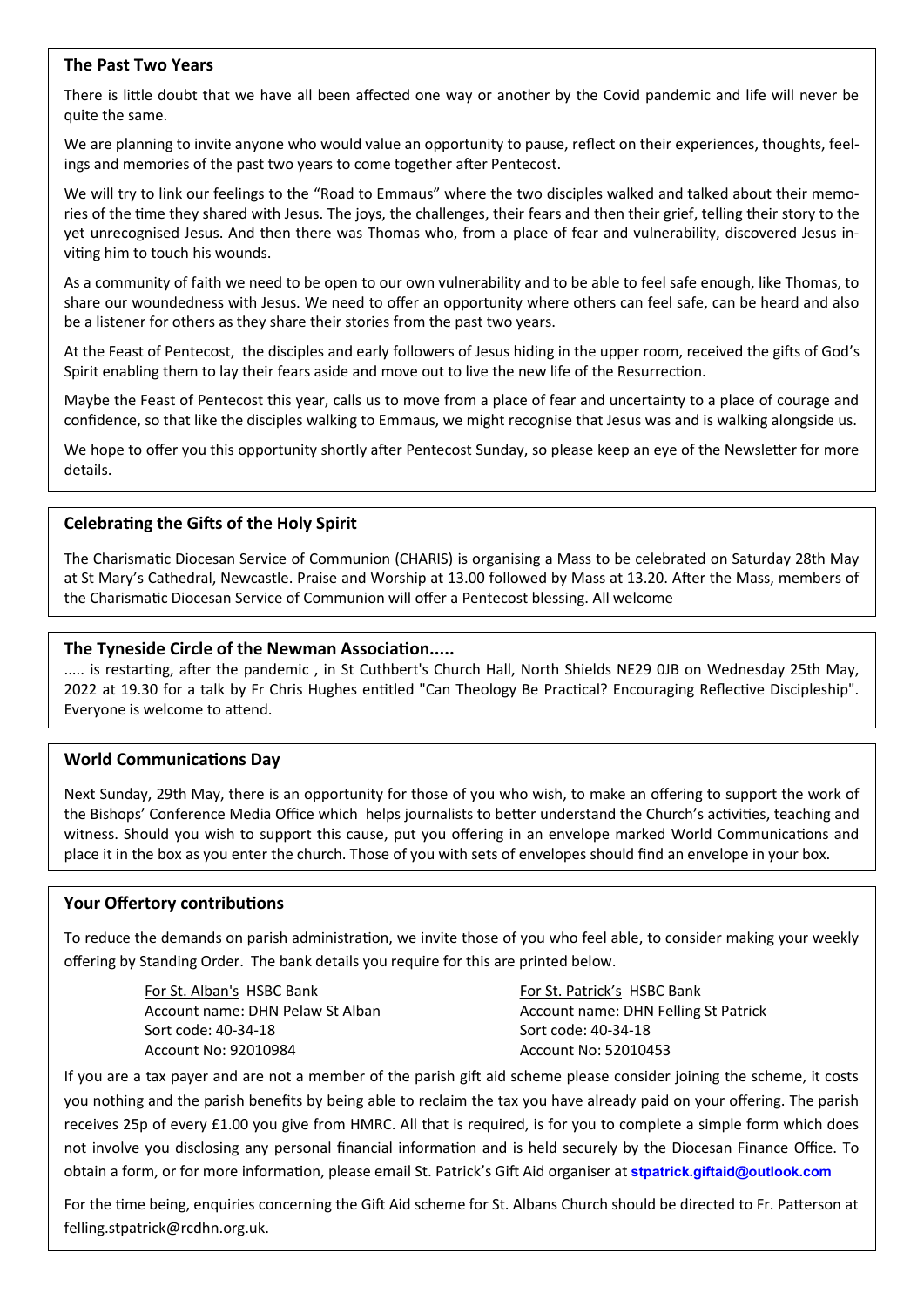## The Past Two Years

There is little doubt that we have all been affected one way or another by the Covid pandemic and life will never be quite the same.

We are planning to invite anyone who would value an opportunity to pause, reflect on their experiences, thoughts, feelings and memories of the past two years to come together after Pentecost.

We will try to link our feelings to the "Road to Emmaus" where the two disciples walked and talked about their memories of the time they shared with Jesus. The joys, the challenges, their fears and then their grief, telling their story to the yet unrecognised Jesus. And then there was Thomas who, from a place of fear and vulnerability, discovered Jesus inviting him to touch his wounds.

As a community of faith we need to be open to our own vulnerability and to be able to feel safe enough, like Thomas, to share our woundedness with Jesus. We need to offer an opportunity where others can feel safe, can be heard and also be a listener for others as they share their stories from the past two years.

At the Feast of Pentecost, the disciples and early followers of Jesus hiding in the upper room, received the gifts of God's Spirit enabling them to lay their fears aside and move out to live the new life of the Resurrection.

Maybe the Feast of Pentecost this year, calls us to move from a place of fear and uncertainty to a place of courage and confidence, so that like the disciples walking to Emmaus, we might recognise that Jesus was and is walking alongside us.

We hope to offer you this opportunity shortly after Pentecost Sunday, so please keep an eye of the Newsletter for more details.

## Celebrating the Gifts of the Holy Spirit

The Charismatic Diocesan Service of Communion (CHARIS) is organising a Mass to be celebrated on Saturday 28th May at St Mary's Cathedral, Newcastle. Praise and Worship at 13.00 followed by Mass at 13.20. After the Mass, members of the Charismatic Diocesan Service of Communion will offer a Pentecost blessing. All welcome

## The Tyneside Circle of the Newman Association.....

..... is restarting, after the pandemic , in St Cuthbert's Church Hall, North Shields NE29 0JB on Wednesday 25th May, 2022 at 19.30 for a talk by Fr Chris Hughes entitled "Can Theology Be Practical? Encouraging Reflective Discipleship". Everyone is welcome to attend.

## World Communications Day

Next Sunday, 29th May, there is an opportunity for those of you who wish, to make an offering to support the work of the Bishops' Conference Media Office which helps journalists to better understand the Church's activities, teaching and witness. Should you wish to support this cause, put you offering in an envelope marked World Communications and place it in the box as you enter the church. Those of you with sets of envelopes should find an envelope in your box.

## Your Offertory contributions

To reduce the demands on parish administration, we invite those of you who feel able, to consider making your weekly offering by Standing Order. The bank details you require for this are printed below.

For St. Alban's HSBC Bank
Account name: DHN Pelaw St Alban
Sort code: 40-34-18
Account No: 92010984

For St. Patrick's HSBC Bank
Account name: DHN Felling St Patrick
Sort code: 40-34-18
Account No: 52010453

If you are a tax payer and are not a member of the parish gift aid scheme please consider joining the scheme, it costs you nothing and the parish benefits by being able to reclaim the tax you have already paid on your offering. The parish receives 25p of every £1.00 you give from HMRC. All that is required, is for you to complete a simple form which does not involve you disclosing any personal financial information and is held securely by the Diocesan Finance Office. To obtain a form, or for more information, please email St. Patrick's Gift Aid organiser at **stpatrick.giftaid@outlook.com**

For the time being, enquiries concerning the Gift Aid scheme for St. Albans Church should be directed to Fr. Patterson at felling.stpatrick@rcdhn.org.uk.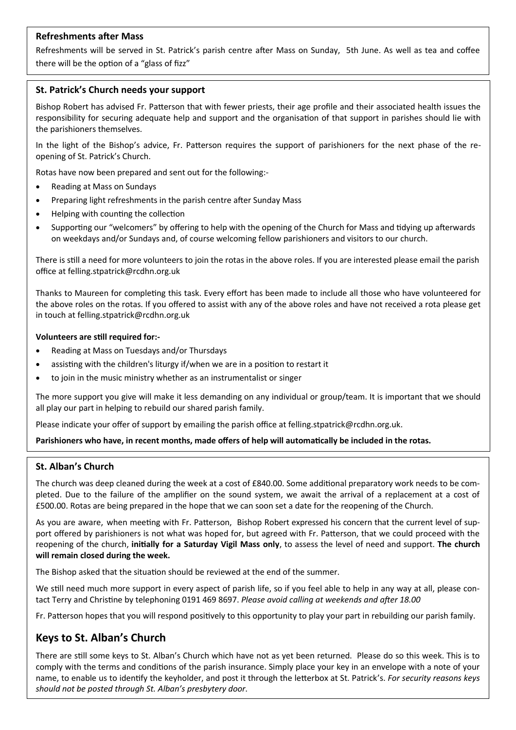### Refreshments after Mass

Refreshments will be served in St. Patrick's parish centre after Mass on Sunday, 5th June. As well as tea and coffee there will be the option of a "glass of fizz"

### St. Patrick's Church needs your support

Bishop Robert has advised Fr. Patterson that with fewer priests, their age profile and their associated health issues the responsibility for securing adequate help and support and the organisation of that support in parishes should lie with the parishioners themselves.

In the light of the Bishop's advice, Fr. Patterson requires the support of parishioners for the next phase of the re-opening of St. Patrick's Church.

Rotas have now been prepared and sent out for the following:-

- Reading at Mass on Sundays
- Preparing light refreshments in the parish centre after Sunday Mass
- Helping with counting the collection
- Supporting our "welcomers" by offering to help with the opening of the Church for Mass and tidying up afterwards on weekdays and/or Sundays and, of course welcoming fellow parishioners and visitors to our church.

There is still a need for more volunteers to join the rotas in the above roles. If you are interested please email the parish office at felling.stpatrick@rcdhn.org.uk

Thanks to Maureen for completing this task. Every effort has been made to include all those who have volunteered for the above roles on the rotas. If you offered to assist with any of the above roles and have not received a rota please get in touch at felling.stpatrick@rcdhn.org.uk

**Volunteers are still required for:-**

- Reading at Mass on Tuesdays and/or Thursdays
- assisting with the children's liturgy if/when we are in a position to restart it
- to join in the music ministry whether as an instrumentalist or singer

The more support you give will make it less demanding on any individual or group/team. It is important that we should all play our part in helping to rebuild our shared parish family.

Please indicate your offer of support by emailing the parish office at felling.stpatrick@rcdhn.org.uk.

**Parishioners who have, in recent months, made offers of help will automatically be included in the rotas.**

### St. Alban's Church

The church was deep cleaned during the week at a cost of £840.00. Some additional preparatory work needs to be completed. Due to the failure of the amplifier on the sound system, we await the arrival of a replacement at a cost of £500.00. Rotas are being prepared in the hope that we can soon set a date for the reopening of the Church.

As you are aware, when meeting with Fr. Patterson, Bishop Robert expressed his concern that the current level of support offered by parishioners is not what was hoped for, but agreed with Fr. Patterson, that we could proceed with the reopening of the church, **initially for a Saturday Vigil Mass only**, to assess the level of need and support. **The church will remain closed during the week.**

The Bishop asked that the situation should be reviewed at the end of the summer.

We still need much more support in every aspect of parish life, so if you feel able to help in any way at all, please contact Terry and Christine by telephoning 0191 469 8697. *Please avoid calling at weekends and after 18.00*

Fr. Patterson hopes that you will respond positively to this opportunity to play your part in rebuilding our parish family.

## Keys to St. Alban's Church

There are still some keys to St. Alban's Church which have not as yet been returned. Please do so this week. This is to comply with the terms and conditions of the parish insurance. Simply place your key in an envelope with a note of your name, to enable us to identify the keyholder, and post it through the letterbox at St. Patrick's. *For security reasons keys should not be posted through St. Alban's presbytery door.*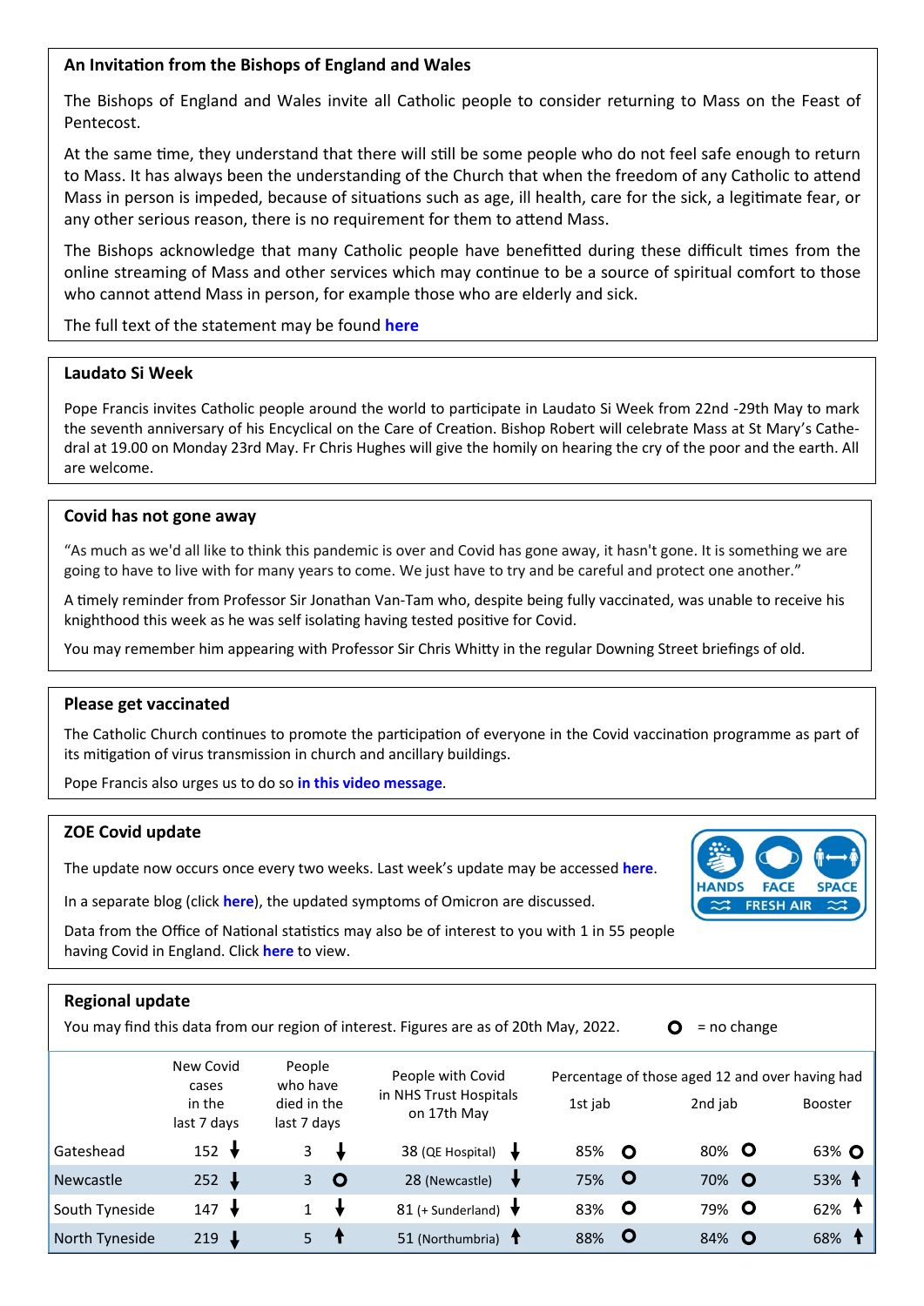## An Invitation from the Bishops of England and Wales

The Bishops of England and Wales invite all Catholic people to consider returning to Mass on the Feast of Pentecost.

At the same time, they understand that there will still be some people who do not feel safe enough to return to Mass. It has always been the understanding of the Church that when the freedom of any Catholic to attend Mass in person is impeded, because of situations such as age, ill health, care for the sick, a legitimate fear, or any other serious reason, there is no requirement for them to attend Mass.

The Bishops acknowledge that many Catholic people have benefitted during these difficult times from the online streaming of Mass and other services which may continue to be a source of spiritual comfort to those who cannot attend Mass in person, for example those who are elderly and sick.

The full text of the statement may be found **here**

## Laudato Si Week

Pope Francis invites Catholic people around the world to participate in Laudato Si Week from 22nd -29th May to mark the seventh anniversary of his Encyclical on the Care of Creation. Bishop Robert will celebrate Mass at St Mary's Cathedral at 19.00 on Monday 23rd May. Fr Chris Hughes will give the homily on hearing the cry of the poor and the earth. All are welcome.

## Covid has not gone away

"As much as we'd all like to think this pandemic is over and Covid has gone away, it hasn't gone. It is something we are going to have to live with for many years to come. We just have to try and be careful and protect one another."

A timely reminder from Professor Sir Jonathan Van-Tam who, despite being fully vaccinated, was unable to receive his knighthood this week as he was self isolating having tested positive for Covid.

You may remember him appearing with Professor Sir Chris Whitty in the regular Downing Street briefings of old.

## Please get vaccinated

The Catholic Church continues to promote the participation of everyone in the Covid vaccination programme as part of its mitigation of virus transmission in church and ancillary buildings.

Pope Francis also urges us to do so **in this video message**.

## ZOE Covid update

The update now occurs once every two weeks. Last week's update may be accessed **here**.

In a separate blog (click **here**), the updated symptoms of Omicron are discussed.

Data from the Office of National statistics may also be of interest to you with 1 in 55 people having Covid in England. Click **here** to view.

HANDS FACE SPACE FRESH AIR

## Regional update

You may find this data from our region of interest. Figures are as of 20th May, 2022. ○ = no change

| | New Covid cases in the last 7 days | People who have died in the last 7 days | People with Covid in NHS Trust Hospitals on 17th May | Percentage of those aged 12 and over having had 1st jab | 2nd jab | Booster |
|---|---|---|---|---|---|---|
| Gateshead | 152 ↓ | 3 ↓ | 38 (QE Hospital) ↓ | 85% ○ | 80% ○ | 63% ○ |
| Newcastle | 252 ↓ | 3 ○ | 28 (Newcastle) ↓ | 75% ○ | 70% ○ | 53% ↑ |
| South Tyneside | 147 ↓ | 1 ↓ | 81 (+ Sunderland) ↓ | 83% ○ | 79% ○ | 62% ↑ |
| North Tyneside | 219 ↓ | 5 ↑ | 51 (Northumbria) ↑ | 88% ○ | 84% ○ | 68% ↑ |